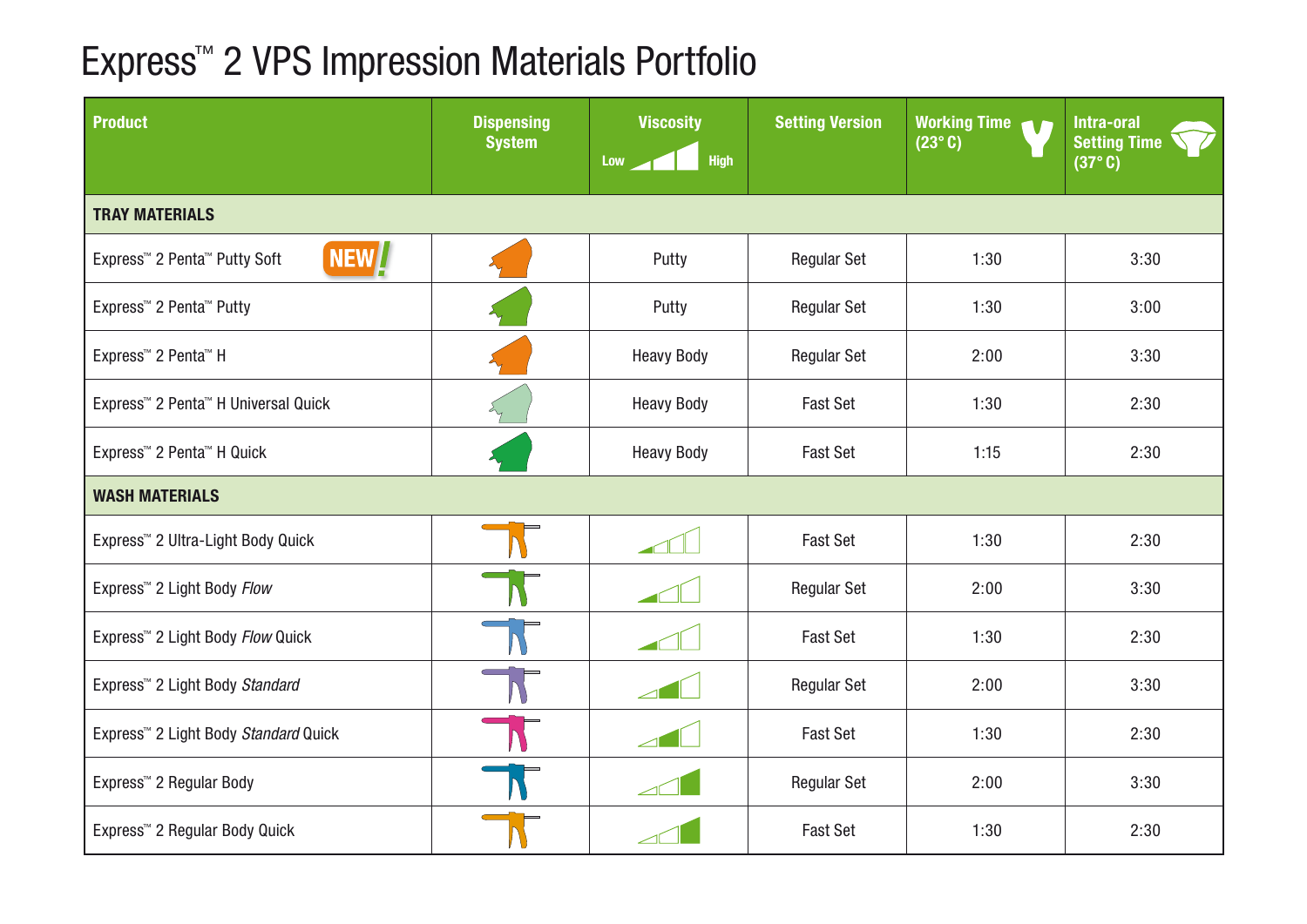# Express™ 2 VPS Impression Materials Portfolio

| Product | Dispensing System | Viscosity (Low → High) | Setting Version | Working Time (23° C) | Intra-oral Setting Time (37° C) |
|---|---|---|---|---|---|
| **TRAY MATERIALS** | | | | | |
| Express™ 2 Penta™ Putty Soft NEW! | | Putty | Regular Set | 1:30 | 3:30 |
| Express™ 2 Penta™ Putty | | Putty | Regular Set | 1:30 | 3:00 |
| Express™ 2 Penta™ H | | Heavy Body | Regular Set | 2:00 | 3:30 |
| Express™ 2 Penta™ H Universal Quick | | Heavy Body | Fast Set | 1:30 | 2:30 |
| Express™ 2 Penta™ H Quick | | Heavy Body | Fast Set | 1:15 | 2:30 |
| **WASH MATERIALS** | | | | | |
| Express™ 2 Ultra-Light Body Quick | | | Fast Set | 1:30 | 2:30 |
| Express™ 2 Light Body *Flow* | | | Regular Set | 2:00 | 3:30 |
| Express™ 2 Light Body *Flow* Quick | | | Fast Set | 1:30 | 2:30 |
| Express™ 2 Light Body *Standard* | | | Regular Set | 2:00 | 3:30 |
| Express™ 2 Light Body *Standard* Quick | | | Fast Set | 1:30 | 2:30 |
| Express™ 2 Regular Body | | | Regular Set | 2:00 | 3:30 |
| Express™ 2 Regular Body Quick | | | Fast Set | 1:30 | 2:30 |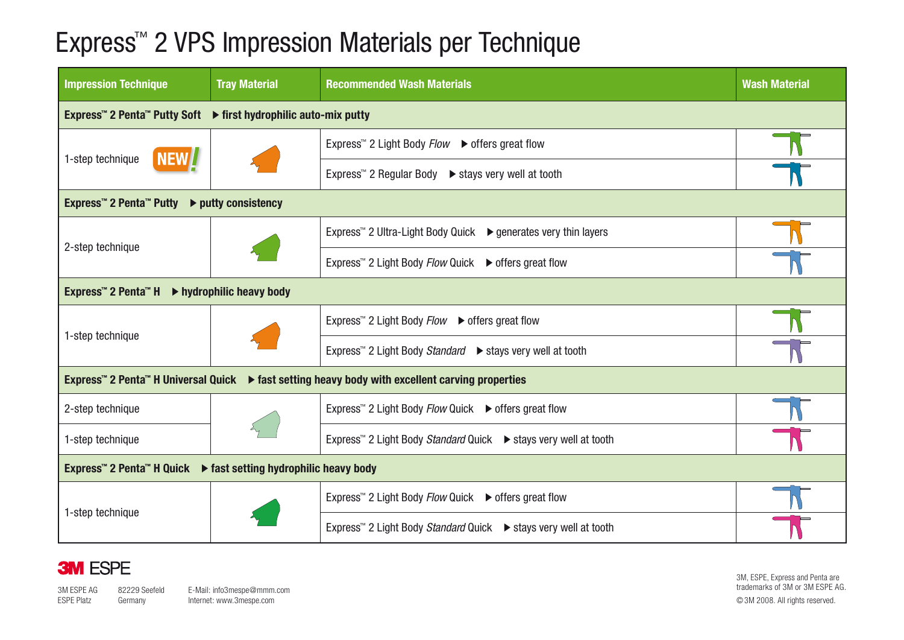# Express™ 2 VPS Impression Materials per Technique

| Impression Technique | Tray Material | Recommended Wash Materials | Wash Material |
|---|---|---|---|
| **Express™ 2 Penta™ Putty Soft ▶ first hydrophilic auto-mix putty** | | | |
| 1-step technique NEW! | | Express™ 2 Light Body *Flow* ▶ offers great flow | |
| | | Express™ 2 Regular Body ▶ stays very well at tooth | |
| **Express™ 2 Penta™ Putty ▶ putty consistency** | | | |
| 2-step technique | | Express™ 2 Ultra-Light Body Quick ▶ generates very thin layers | |
| | | Express™ 2 Light Body *Flow* Quick ▶ offers great flow | |
| **Express™ 2 Penta™ H ▶ hydrophilic heavy body** | | | |
| 1-step technique | | Express™ 2 Light Body *Flow* ▶ offers great flow | |
| | | Express™ 2 Light Body *Standard* ▶ stays very well at tooth | |
| **Express™ 2 Penta™ H Universal Quick ▶ fast setting heavy body with excellent carving properties** | | | |
| 2-step technique | | Express™ 2 Light Body *Flow* Quick ▶ offers great flow | |
| 1-step technique | | Express™ 2 Light Body *Standard* Quick ▶ stays very well at tooth | |
| **Express™ 2 Penta™ H Quick ▶ fast setting hydrophilic heavy body** | | | |
| 1-step technique | | Express™ 2 Light Body *Flow* Quick ▶ offers great flow | |
| | | Express™ 2 Light Body *Standard* Quick ▶ stays very well at tooth | |

**3M ESPE**

3M ESPE AG
ESPE Platz

82229 Seefeld
Germany

E-Mail: info3mespe@mmm.com
Internet: www.3mespe.com

3M, ESPE, Express and Penta are trademarks of 3M or 3M ESPE AG.
© 3M 2008. All rights reserved.